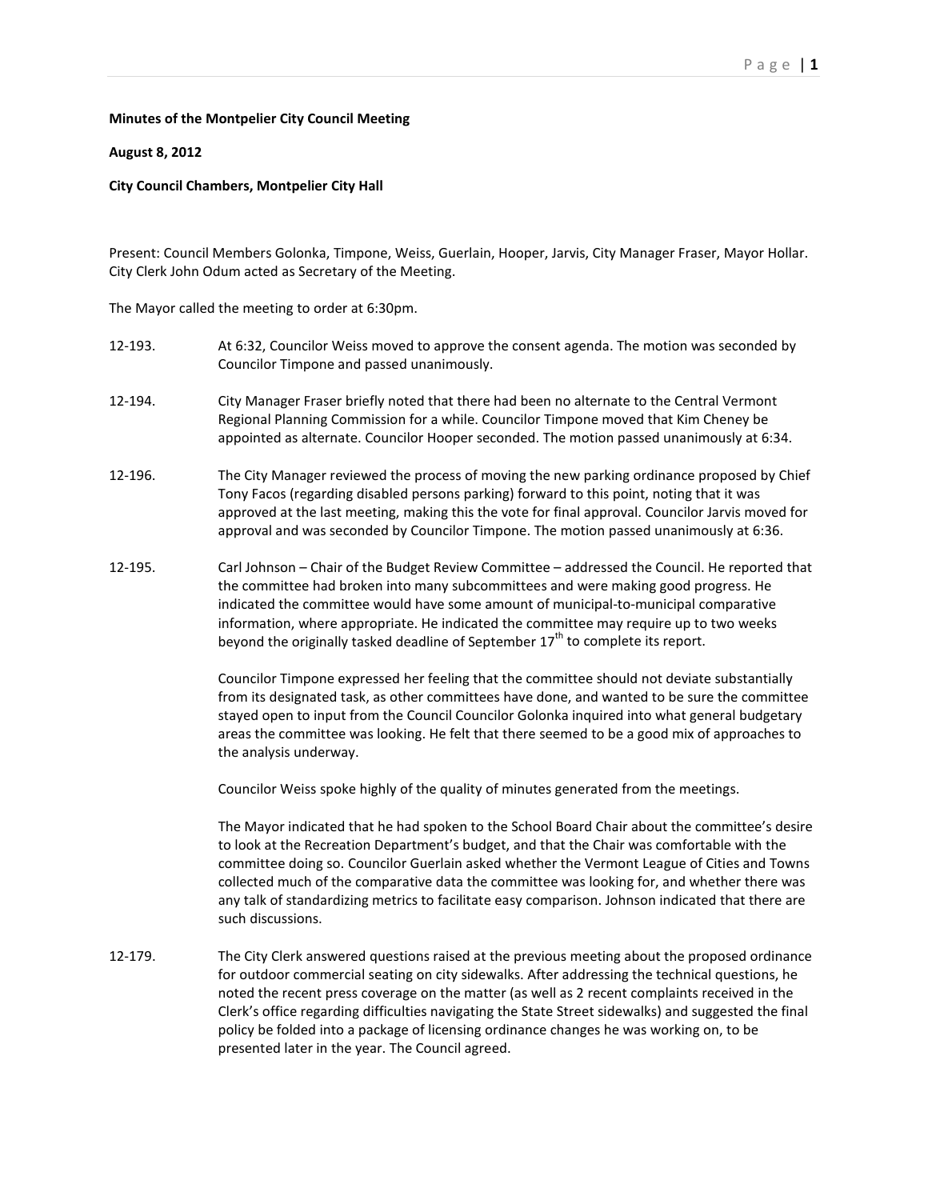**Minutes of the Montpelier City Council Meeting**

**August 8, 2012**

**City Council Chambers, Montpelier City Hall**

Present: Council Members Golonka, Timpone, Weiss, Guerlain, Hooper, Jarvis, City Manager Fraser, Mayor Hollar. City Clerk John Odum acted as Secretary of the Meeting.

The Mayor called the meeting to order at 6:30pm.

12-193. At 6:32, Councilor Weiss moved to approve the consent agenda. The motion was seconded by Councilor Timpone and passed unanimously.

12-194. City Manager Fraser briefly noted that there had been no alternate to the Central Vermont Regional Planning Commission for a while. Councilor Timpone moved that Kim Cheney be appointed as alternate. Councilor Hooper seconded. The motion passed unanimously at 6:34.

12-196. The City Manager reviewed the process of moving the new parking ordinance proposed by Chief Tony Facos (regarding disabled persons parking) forward to this point, noting that it was approved at the last meeting, making this the vote for final approval. Councilor Jarvis moved for approval and was seconded by Councilor Timpone. The motion passed unanimously at 6:36.

12-195. Carl Johnson – Chair of the Budget Review Committee – addressed the Council. He reported that the committee had broken into many subcommittees and were making good progress. He indicated the committee would have some amount of municipal-to-municipal comparative information, where appropriate. He indicated the committee may require up to two weeks beyond the originally tasked deadline of September 17th to complete its report.

Councilor Timpone expressed her feeling that the committee should not deviate substantially from its designated task, as other committees have done, and wanted to be sure the committee stayed open to input from the Council Councilor Golonka inquired into what general budgetary areas the committee was looking. He felt that there seemed to be a good mix of approaches to the analysis underway.

Councilor Weiss spoke highly of the quality of minutes generated from the meetings.

The Mayor indicated that he had spoken to the School Board Chair about the committee's desire to look at the Recreation Department's budget, and that the Chair was comfortable with the committee doing so. Councilor Guerlain asked whether the Vermont League of Cities and Towns collected much of the comparative data the committee was looking for, and whether there was any talk of standardizing metrics to facilitate easy comparison. Johnson indicated that there are such discussions.

12-179. The City Clerk answered questions raised at the previous meeting about the proposed ordinance for outdoor commercial seating on city sidewalks. After addressing the technical questions, he noted the recent press coverage on the matter (as well as 2 recent complaints received in the Clerk's office regarding difficulties navigating the State Street sidewalks) and suggested the final policy be folded into a package of licensing ordinance changes he was working on, to be presented later in the year. The Council agreed.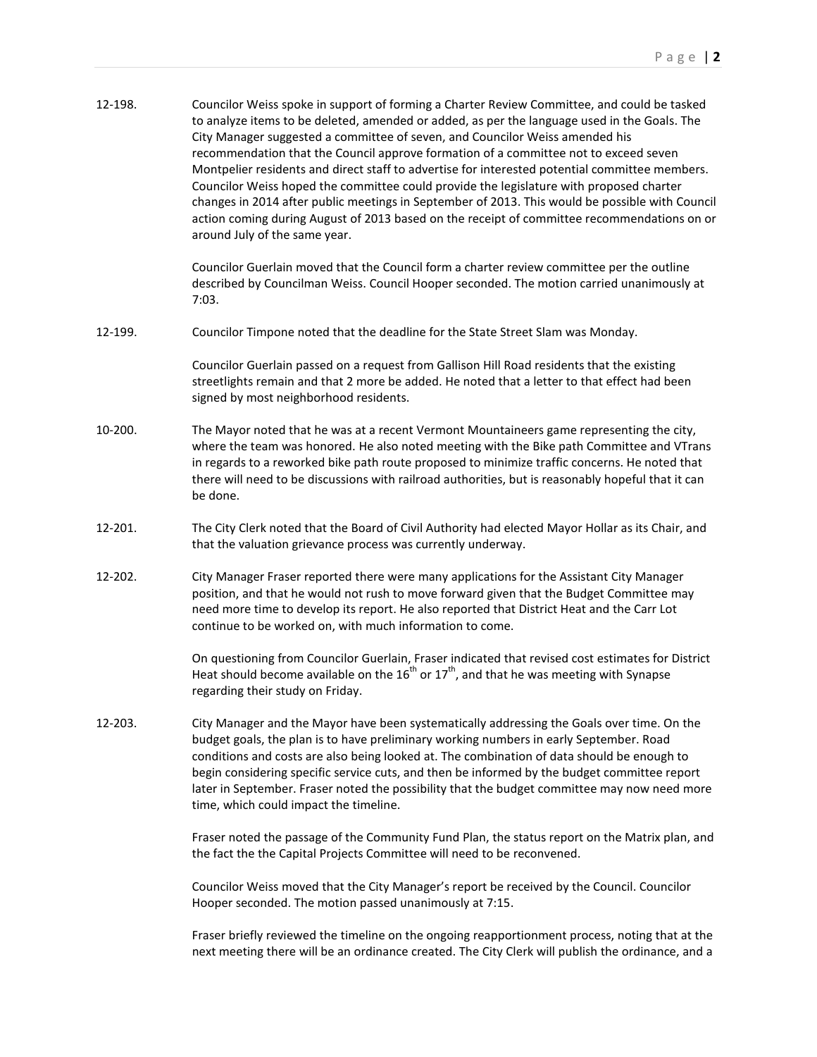12-198. Councilor Weiss spoke in support of forming a Charter Review Committee, and could be tasked to analyze items to be deleted, amended or added, as per the language used in the Goals. The City Manager suggested a committee of seven, and Councilor Weiss amended his recommendation that the Council approve formation of a committee not to exceed seven Montpelier residents and direct staff to advertise for interested potential committee members. Councilor Weiss hoped the committee could provide the legislature with proposed charter changes in 2014 after public meetings in September of 2013. This would be possible with Council action coming during August of 2013 based on the receipt of committee recommendations on or around July of the same year.

Councilor Guerlain moved that the Council form a charter review committee per the outline described by Councilman Weiss. Council Hooper seconded. The motion carried unanimously at 7:03.

12-199. Councilor Timpone noted that the deadline for the State Street Slam was Monday.

Councilor Guerlain passed on a request from Gallison Hill Road residents that the existing streetlights remain and that 2 more be added. He noted that a letter to that effect had been signed by most neighborhood residents.

10-200. The Mayor noted that he was at a recent Vermont Mountaineers game representing the city, where the team was honored. He also noted meeting with the Bike path Committee and VTrans in regards to a reworked bike path route proposed to minimize traffic concerns. He noted that there will need to be discussions with railroad authorities, but is reasonably hopeful that it can be done.

12-201. The City Clerk noted that the Board of Civil Authority had elected Mayor Hollar as its Chair, and that the valuation grievance process was currently underway.

12-202. City Manager Fraser reported there were many applications for the Assistant City Manager position, and that he would not rush to move forward given that the Budget Committee may need more time to develop its report. He also reported that District Heat and the Carr Lot continue to be worked on, with much information to come.

On questioning from Councilor Guerlain, Fraser indicated that revised cost estimates for District Heat should become available on the 16th or 17th, and that he was meeting with Synapse regarding their study on Friday.

12-203. City Manager and the Mayor have been systematically addressing the Goals over time. On the budget goals, the plan is to have preliminary working numbers in early September. Road conditions and costs are also being looked at. The combination of data should be enough to begin considering specific service cuts, and then be informed by the budget committee report later in September. Fraser noted the possibility that the budget committee may now need more time, which could impact the timeline.

Fraser noted the passage of the Community Fund Plan, the status report on the Matrix plan, and the fact the the Capital Projects Committee will need to be reconvened.

Councilor Weiss moved that the City Manager's report be received by the Council. Councilor Hooper seconded. The motion passed unanimously at 7:15.

Fraser briefly reviewed the timeline on the ongoing reapportionment process, noting that at the next meeting there will be an ordinance created. The City Clerk will publish the ordinance, and a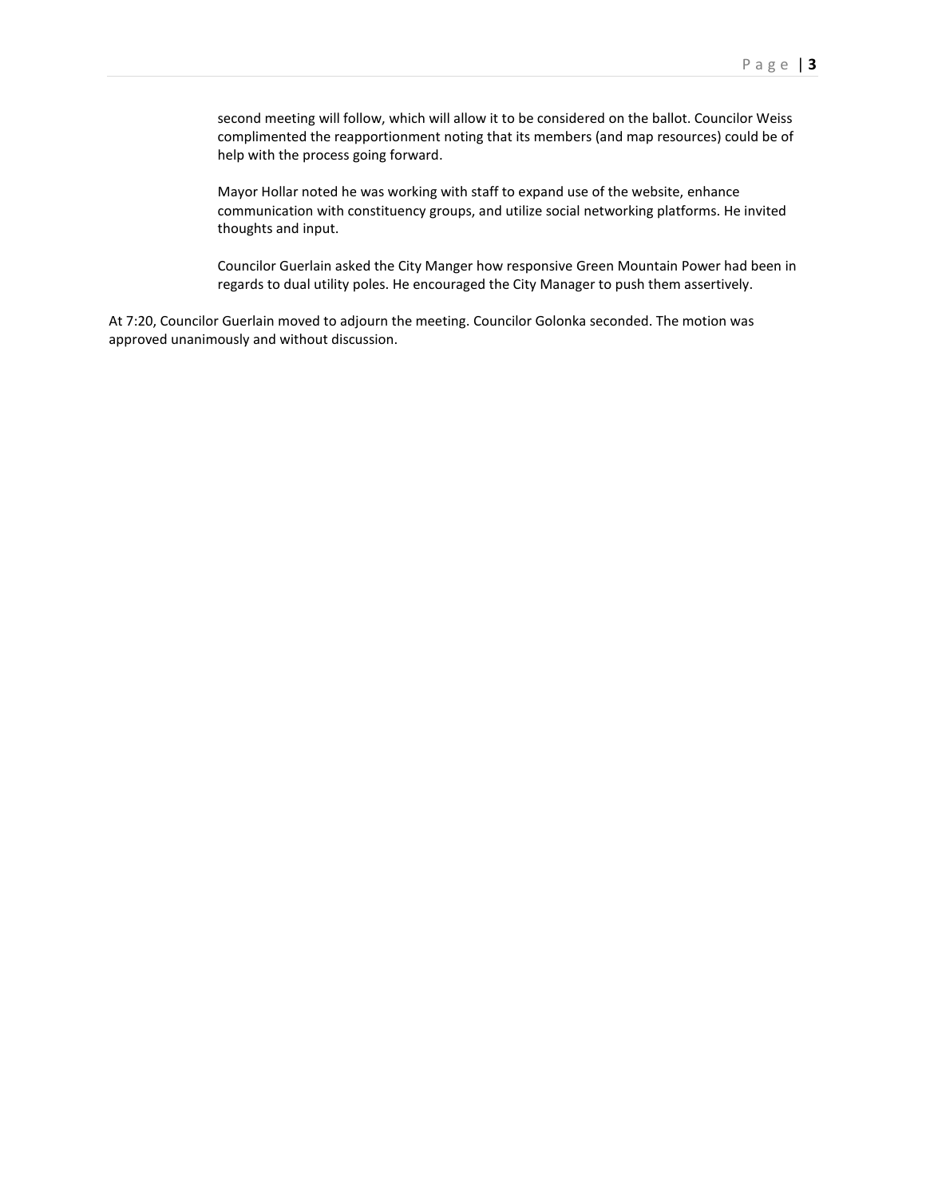second meeting will follow, which will allow it to be considered on the ballot. Councilor Weiss complimented the reapportionment noting that its members (and map resources) could be of help with the process going forward.

Mayor Hollar noted he was working with staff to expand use of the website, enhance communication with constituency groups, and utilize social networking platforms. He invited thoughts and input.

Councilor Guerlain asked the City Manger how responsive Green Mountain Power had been in regards to dual utility poles. He encouraged the City Manager to push them assertively.

At 7:20, Councilor Guerlain moved to adjourn the meeting. Councilor Golonka seconded. The motion was approved unanimously and without discussion.